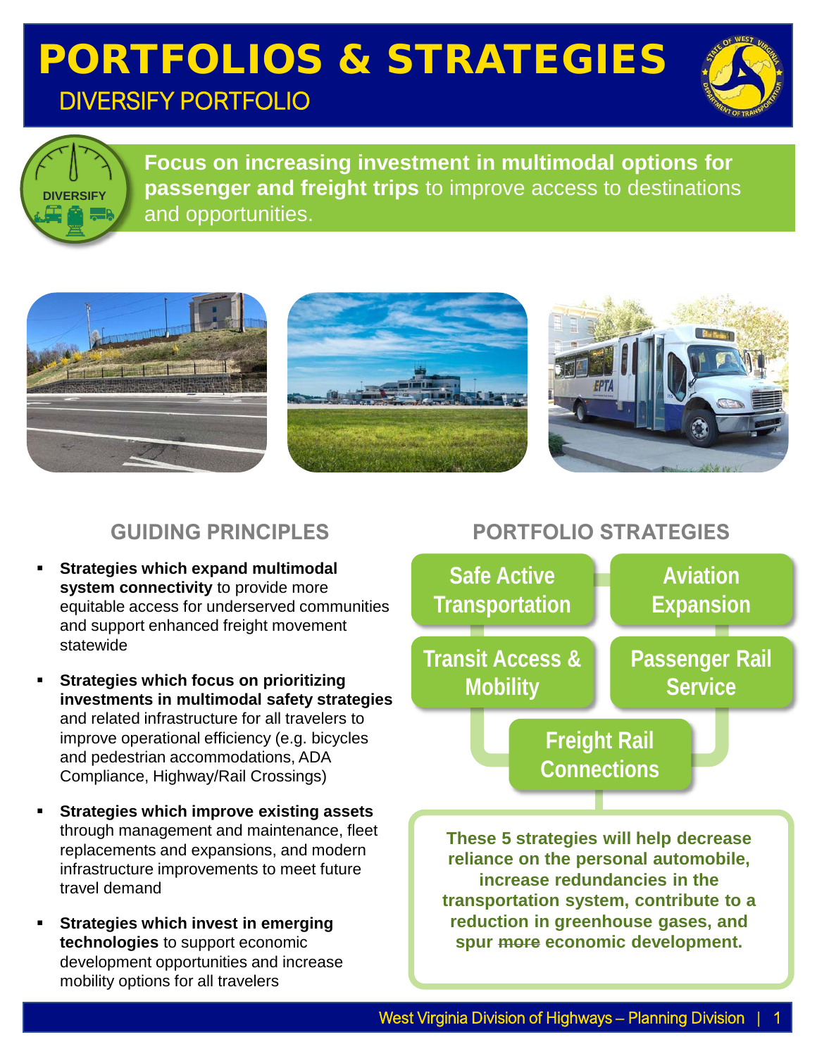# PORTFOLIOS & STRATEGIES

## DIVERSIFY PORTFOLIO

DIVERSIFY

**Focus on increasing investment in multimodal options for passenger and freight trips** to improve access to destinations and opportunities.

## GUIDING PRINCIPLES

- **Strategies which expand multimodal system connectivity** to provide more equitable access for underserved communities and support enhanced freight movement statewide
- **Strategies which focus on prioritizing investments in multimodal safety strategies** and related infrastructure for all travelers to improve operational efficiency (e.g. bicycles and pedestrian accommodations, ADA Compliance, Highway/Rail Crossings)
- **Strategies which improve existing assets** through management and maintenance, fleet replacements and expansions, and modern infrastructure improvements to meet future travel demand
- **Strategies which invest in emerging technologies** to support economic development opportunities and increase mobility options for all travelers

## PORTFOLIO STRATEGIES

- Safe Active Transportation
- Aviation Expansion
- Transit Access & Mobility
- Passenger Rail Service
- Freight Rail Connections

**These 5 strategies will help decrease reliance on the personal automobile, increase redundancies in the transportation system, contribute to a reduction in greenhouse gases, and spur ~~more~~ economic development.**

West Virginia Division of Highways – Planning Division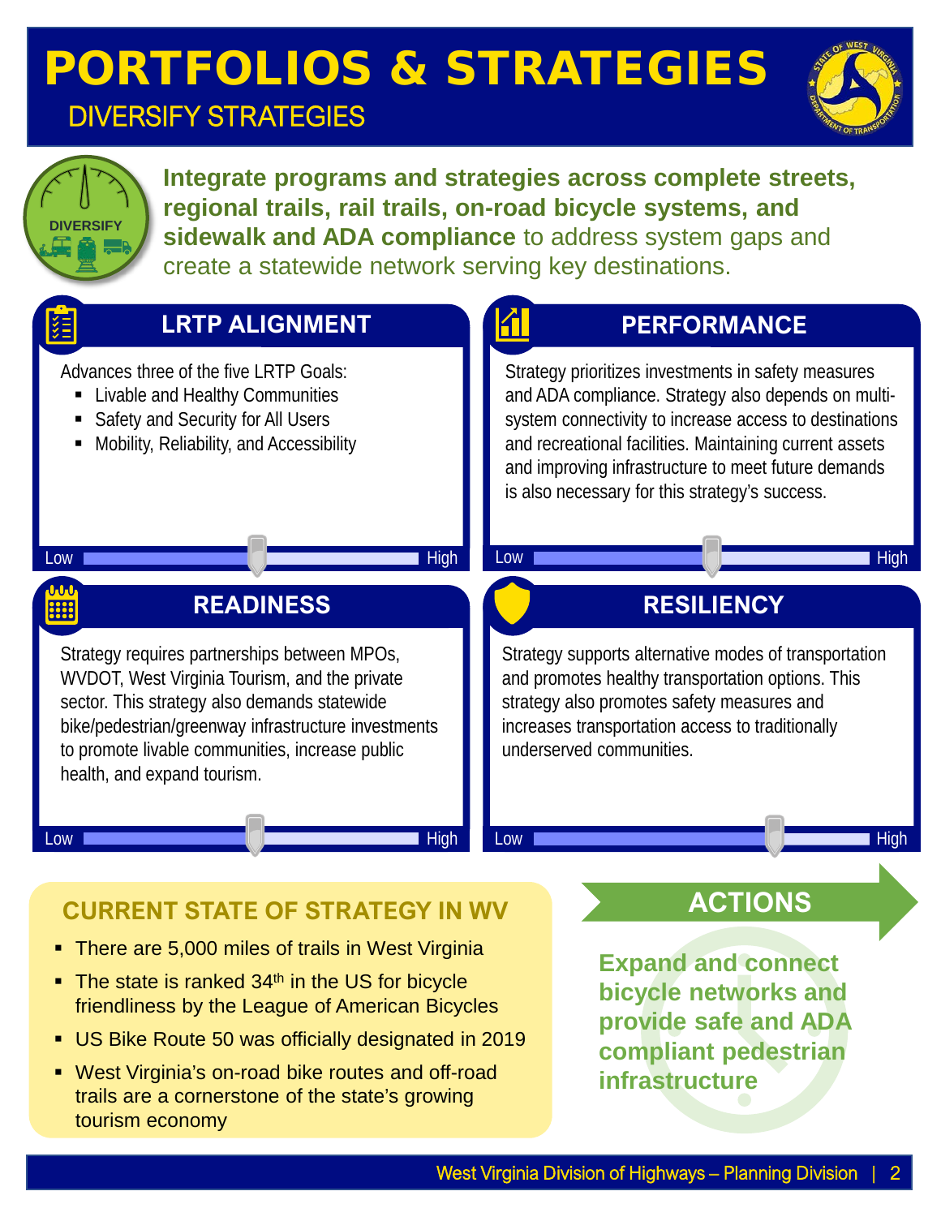# PORTFOLIOS & STRATEGIES

## DIVERSIFY STRATEGIES

DIVERSIFY

**Integrate programs and strategies across complete streets, regional trails, rail trails, on-road bicycle systems, and sidewalk and ADA compliance** to address system gaps and create a statewide network serving key destinations.

### LRTP ALIGNMENT

Advances three of the five LRTP Goals:

- Livable and Healthy Communities
- Safety and Security for All Users
- Mobility, Reliability, and Accessibility

Low — High

### PERFORMANCE

Strategy prioritizes investments in safety measures and ADA compliance. Strategy also depends on multi-system connectivity to increase access to destinations and recreational facilities. Maintaining current assets and improving infrastructure to meet future demands is also necessary for this strategy's success.

Low — High

### READINESS

Strategy requires partnerships between MPOs, WVDOT, West Virginia Tourism, and the private sector. This strategy also demands statewide bike/pedestrian/greenway infrastructure investments to promote livable communities, increase public health, and expand tourism.

Low — High

### RESILIENCY

Strategy supports alternative modes of transportation and promotes healthy transportation options. This strategy also promotes safety measures and increases transportation access to traditionally underserved communities.

Low — High

### CURRENT STATE OF STRATEGY IN WV

- There are 5,000 miles of trails in West Virginia
- The state is ranked 34th in the US for bicycle friendliness by the League of American Bicycles
- US Bike Route 50 was officially designated in 2019
- West Virginia's on-road bike routes and off-road trails are a cornerstone of the state's growing tourism economy

### ACTIONS

**Expand and connect bicycle networks and provide safe and ADA compliant pedestrian infrastructure**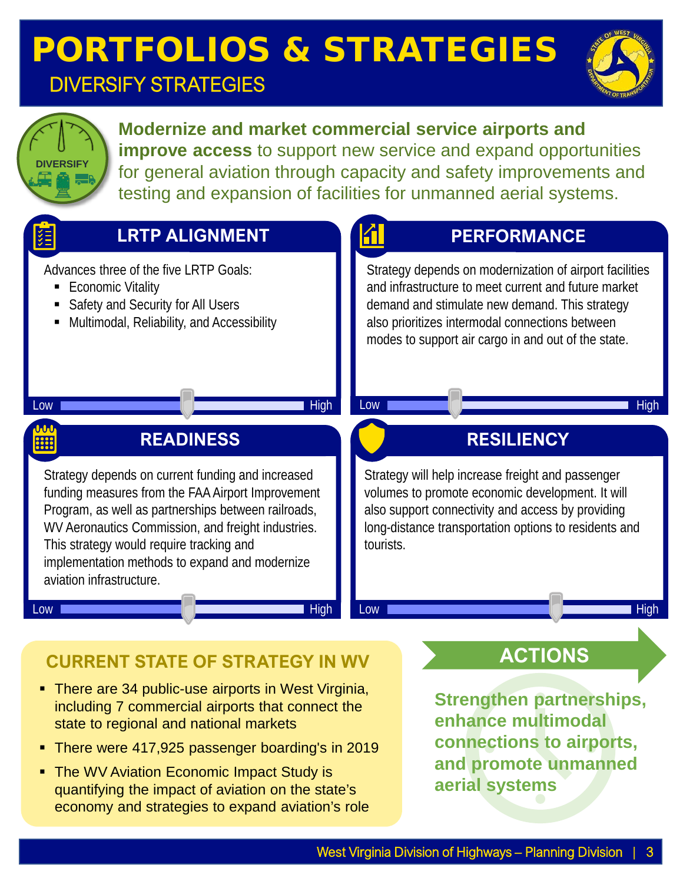# PORTFOLIOS & STRATEGIES

## DIVERSIFY STRATEGIES

DIVERSIFY

**Modernize and market commercial service airports and improve access** to support new service and expand opportunities for general aviation through capacity and safety improvements and testing and expansion of facilities for unmanned aerial systems.

### LRTP ALIGNMENT

Advances three of the five LRTP Goals:

- Economic Vitality
- Safety and Security for All Users
- Multimodal, Reliability, and Accessibility

Low — High

### PERFORMANCE

Strategy depends on modernization of airport facilities and infrastructure to meet current and future market demand and stimulate new demand. This strategy also prioritizes intermodal connections between modes to support air cargo in and out of the state.

Low — High

### READINESS

Strategy depends on current funding and increased funding measures from the FAA Airport Improvement Program, as well as partnerships between railroads, WV Aeronautics Commission, and freight industries. This strategy would require tracking and implementation methods to expand and modernize aviation infrastructure.

Low — High

### RESILIENCY

Strategy will help increase freight and passenger volumes to promote economic development. It will also support connectivity and access by providing long-distance transportation options to residents and tourists.

Low — High

### CURRENT STATE OF STRATEGY IN WV

- There are 34 public-use airports in West Virginia, including 7 commercial airports that connect the state to regional and national markets
- There were 417,925 passenger boarding's in 2019
- The WV Aviation Economic Impact Study is quantifying the impact of aviation on the state's economy and strategies to expand aviation's role

### ACTIONS

**Strengthen partnerships, enhance multimodal connections to airports, and promote unmanned aerial systems**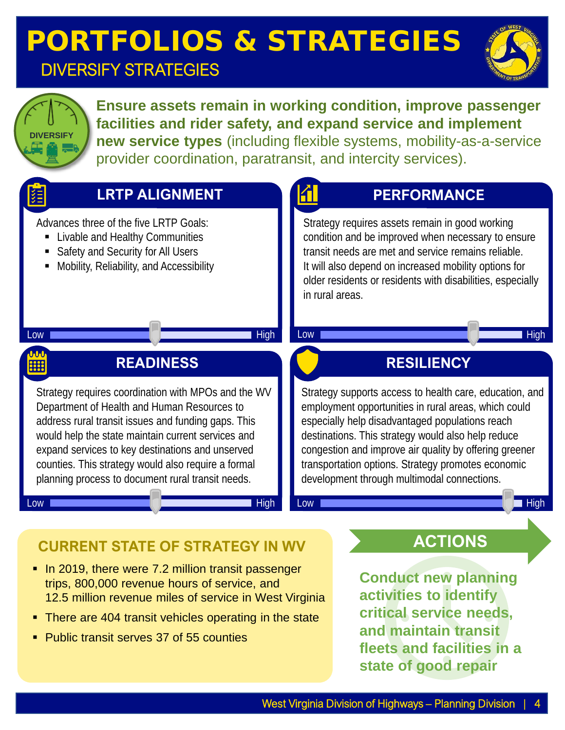# PORTFOLIOS & STRATEGIES

## DIVERSIFY STRATEGIES

DIVERSIFY

**Ensure assets remain in working condition, improve passenger facilities and rider safety, and expand service and implement new service types** (including flexible systems, mobility-as-a-service provider coordination, paratransit, and intercity services).

### LRTP ALIGNMENT

Advances three of the five LRTP Goals:

- Livable and Healthy Communities
- Safety and Security for All Users
- Mobility, Reliability, and Accessibility

Low — High

### PERFORMANCE

Strategy requires assets remain in good working condition and be improved when necessary to ensure transit needs are met and service remains reliable. It will also depend on increased mobility options for older residents or residents with disabilities, especially in rural areas.

Low — High

### READINESS

Strategy requires coordination with MPOs and the WV Department of Health and Human Resources to address rural transit issues and funding gaps. This would help the state maintain current services and expand services to key destinations and unserved counties. This strategy would also require a formal planning process to document rural transit needs.

Low — High

### RESILIENCY

Strategy supports access to health care, education, and employment opportunities in rural areas, which could especially help disadvantaged populations reach destinations. This strategy would also help reduce congestion and improve air quality by offering greener transportation options. Strategy promotes economic development through multimodal connections.

Low — High

### CURRENT STATE OF STRATEGY IN WV

- In 2019, there were 7.2 million transit passenger trips, 800,000 revenue hours of service, and 12.5 million revenue miles of service in West Virginia
- There are 404 transit vehicles operating in the state
- Public transit serves 37 of 55 counties

### ACTIONS

**Conduct new planning activities to identify critical service needs, and maintain transit fleets and facilities in a state of good repair**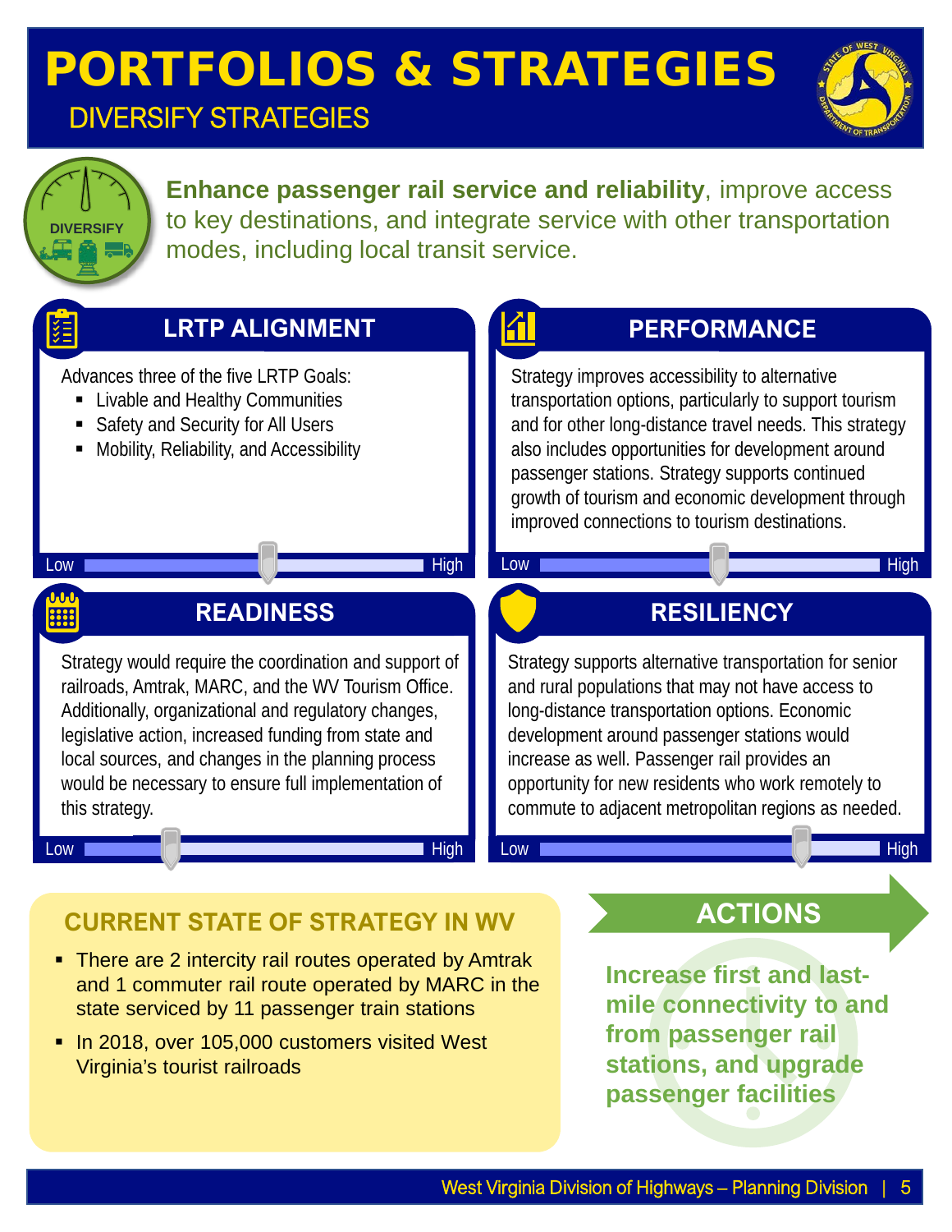# PORTFOLIOS & STRATEGIES

## DIVERSIFY STRATEGIES

DIVERSIFY

**Enhance passenger rail service and reliability**, improve access to key destinations, and integrate service with other transportation modes, including local transit service.

### LRTP ALIGNMENT

Advances three of the five LRTP Goals:

- Livable and Healthy Communities
- Safety and Security for All Users
- Mobility, Reliability, and Accessibility

Low — High

### PERFORMANCE

Strategy improves accessibility to alternative transportation options, particularly to support tourism and for other long-distance travel needs. This strategy also includes opportunities for development around passenger stations. Strategy supports continued growth of tourism and economic development through improved connections to tourism destinations.

Low — High

### READINESS

Strategy would require the coordination and support of railroads, Amtrak, MARC, and the WV Tourism Office. Additionally, organizational and regulatory changes, legislative action, increased funding from state and local sources, and changes in the planning process would be necessary to ensure full implementation of this strategy.

Low — High

### RESILIENCY

Strategy supports alternative transportation for senior and rural populations that may not have access to long-distance transportation options. Economic development around passenger stations would increase as well. Passenger rail provides an opportunity for new residents who work remotely to commute to adjacent metropolitan regions as needed.

Low — High

### CURRENT STATE OF STRATEGY IN WV

- There are 2 intercity rail routes operated by Amtrak and 1 commuter rail route operated by MARC in the state serviced by 11 passenger train stations
- In 2018, over 105,000 customers visited West Virginia's tourist railroads

### ACTIONS

**Increase first and last-mile connectivity to and from passenger rail stations, and upgrade passenger facilities**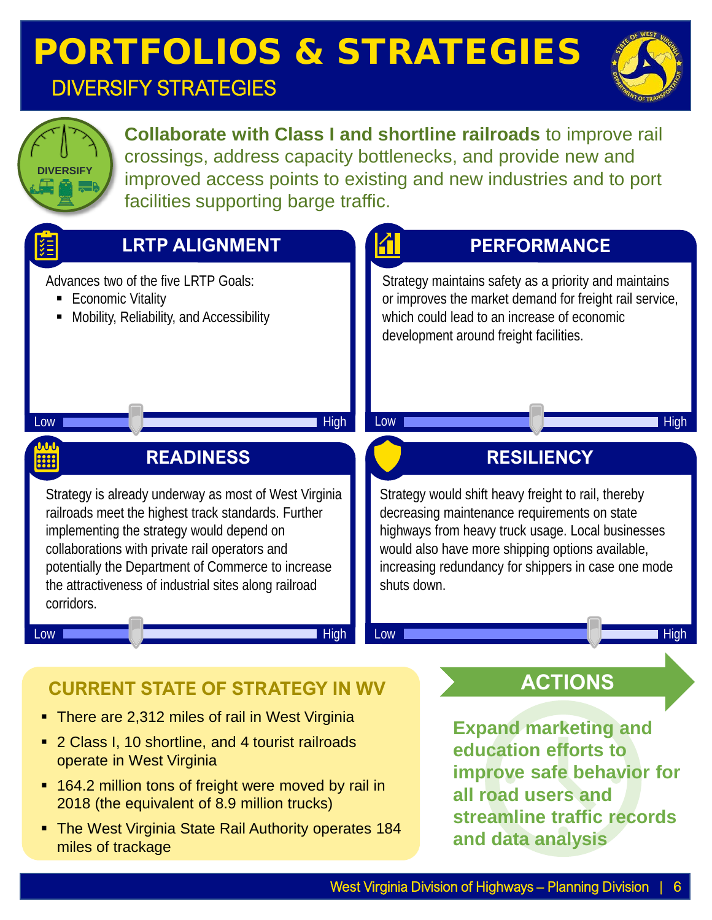# PORTFOLIOS & STRATEGIES

## DIVERSIFY STRATEGIES

DIVERSIFY

**Collaborate with Class I and shortline railroads** to improve rail crossings, address capacity bottlenecks, and provide new and improved access points to existing and new industries and to port facilities supporting barge traffic.

### LRTP ALIGNMENT

Advances two of the five LRTP Goals:

- Economic Vitality
- Mobility, Reliability, and Accessibility

Low High

### PERFORMANCE

Strategy maintains safety as a priority and maintains or improves the market demand for freight rail service, which could lead to an increase of economic development around freight facilities.

Low High

### READINESS

Strategy is already underway as most of West Virginia railroads meet the highest track standards. Further implementing the strategy would depend on collaborations with private rail operators and potentially the Department of Commerce to increase the attractiveness of industrial sites along railroad corridors.

Low High

### RESILIENCY

Strategy would shift heavy freight to rail, thereby decreasing maintenance requirements on state highways from heavy truck usage. Local businesses would also have more shipping options available, increasing redundancy for shippers in case one mode shuts down.

Low High

### CURRENT STATE OF STRATEGY IN WV

- There are 2,312 miles of rail in West Virginia
- 2 Class I, 10 shortline, and 4 tourist railroads operate in West Virginia
- 164.2 million tons of freight were moved by rail in 2018 (the equivalent of 8.9 million trucks)
- The West Virginia State Rail Authority operates 184 miles of trackage

### ACTIONS

**Expand marketing and education efforts to improve safe behavior for all road users and streamline traffic records and data analysis**